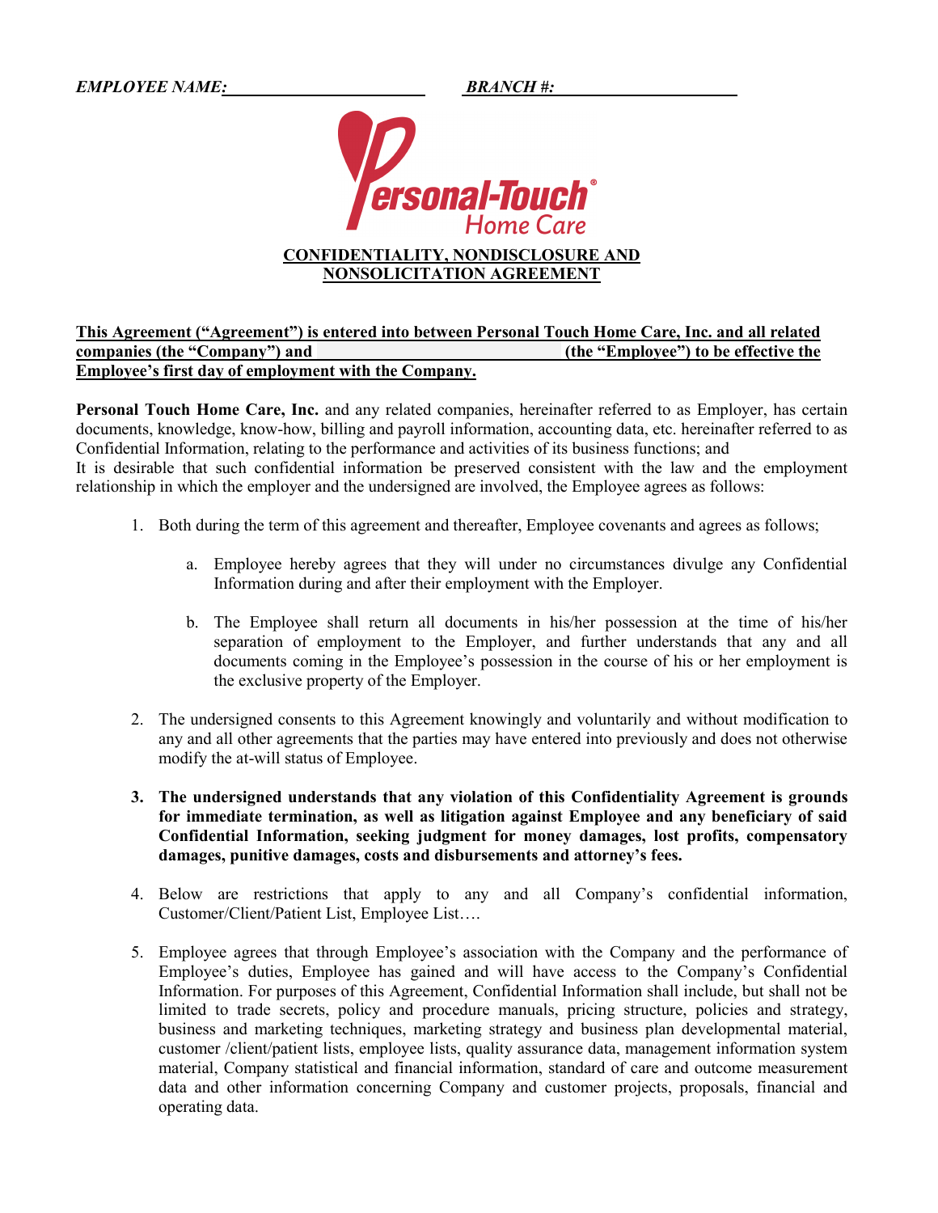***EMPLOYEE NAME:*** \_\_\_\_\_\_\_\_\_\_\_\_\_\_\_\_\_\_\_\_\_\_\_\_ ***BRANCH #:*** \_\_\_\_\_\_\_\_\_\_\_\_\_\_\_\_\_\_\_\_\_\_

Personal-Touch® Home Care

## CONFIDENTIALITY, NONDISCLOSURE AND NONSOLICITATION AGREEMENT

**This Agreement ("Agreement") is entered into between Personal Touch Home Care, Inc. and all related companies (the "Company") and \_\_\_\_\_\_\_\_\_\_\_\_\_\_\_\_\_\_\_\_\_\_\_\_\_\_\_\_\_\_ (the "Employee") to be effective the Employee's first day of employment with the Company.**

**Personal Touch Home Care, Inc.** and any related companies, hereinafter referred to as Employer, has certain documents, knowledge, know-how, billing and payroll information, accounting data, etc. hereinafter referred to as Confidential Information, relating to the performance and activities of its business functions; and
It is desirable that such confidential information be preserved consistent with the law and the employment relationship in which the employer and the undersigned are involved, the Employee agrees as follows:

1. Both during the term of this agreement and thereafter, Employee covenants and agrees as follows;
   a. Employee hereby agrees that they will under no circumstances divulge any Confidential Information during and after their employment with the Employer.
   b. The Employee shall return all documents in his/her possession at the time of his/her separation of employment to the Employer, and further understands that any and all documents coming in the Employee's possession in the course of his or her employment is the exclusive property of the Employer.
2. The undersigned consents to this Agreement knowingly and voluntarily and without modification to any and all other agreements that the parties may have entered into previously and does not otherwise modify the at-will status of Employee.
3. **The undersigned understands that any violation of this Confidentiality Agreement is grounds for immediate termination, as well as litigation against Employee and any beneficiary of said Confidential Information, seeking judgment for money damages, lost profits, compensatory damages, punitive damages, costs and disbursements and attorney's fees.**
4. Below are restrictions that apply to any and all Company's confidential information, Customer/Client/Patient List, Employee List….
5. Employee agrees that through Employee's association with the Company and the performance of Employee's duties, Employee has gained and will have access to the Company's Confidential Information. For purposes of this Agreement, Confidential Information shall include, but shall not be limited to trade secrets, policy and procedure manuals, pricing structure, policies and strategy, business and marketing techniques, marketing strategy and business plan developmental material, customer /client/patient lists, employee lists, quality assurance data, management information system material, Company statistical and financial information, standard of care and outcome measurement data and other information concerning Company and customer projects, proposals, financial and operating data.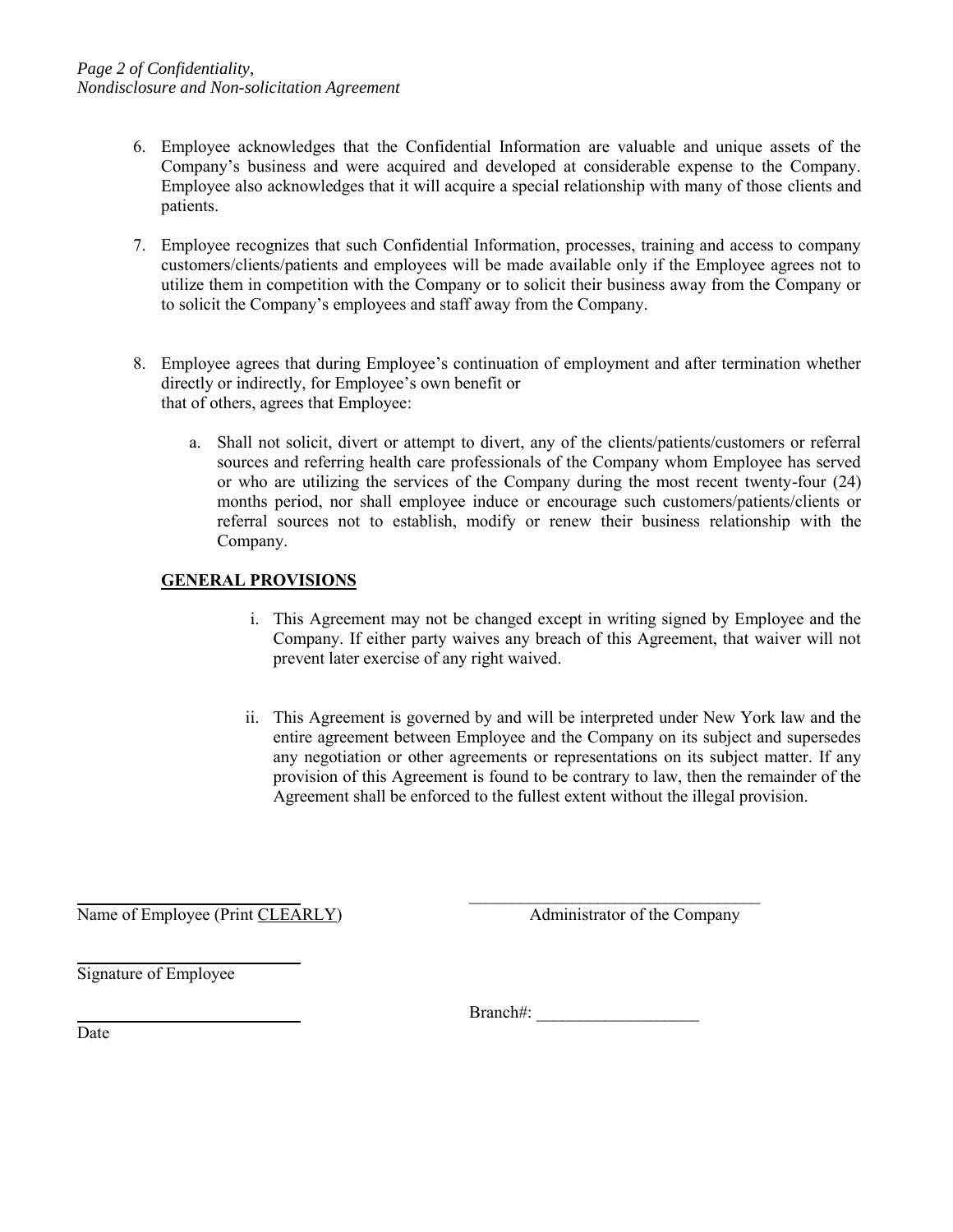6. Employee acknowledges that the Confidential Information are valuable and unique assets of the Company's business and were acquired and developed at considerable expense to the Company. Employee also acknowledges that it will acquire a special relationship with many of those clients and patients.

7. Employee recognizes that such Confidential Information, processes, training and access to company customers/clients/patients and employees will be made available only if the Employee agrees not to utilize them in competition with the Company or to solicit their business away from the Company or to solicit the Company's employees and staff away from the Company.

8. Employee agrees that during Employee's continuation of employment and after termination whether directly or indirectly, for Employee's own benefit or that of others, agrees that Employee:

   a. Shall not solicit, divert or attempt to divert, any of the clients/patients/customers or referral sources and referring health care professionals of the Company whom Employee has served or who are utilizing the services of the Company during the most recent twenty-four (24) months period, nor shall employee induce or encourage such customers/patients/clients or referral sources not to establish, modify or renew their business relationship with the Company.

**GENERAL PROVISIONS**

i. This Agreement may not be changed except in writing signed by Employee and the Company. If either party waives any breach of this Agreement, that waiver will not prevent later exercise of any right waived.

ii. This Agreement is governed by and will be interpreted under New York law and the entire agreement between Employee and the Company on its subject and supersedes any negotiation or other agreements or representations on its subject matter. If any provision of this Agreement is found to be contrary to law, then the remainder of the Agreement shall be enforced to the fullest extent without the illegal provision.

\_\_\_\_\_\_\_\_\_\_\_\_\_\_\_\_\_\_\_\_\_\_\_\_\_\_
Name of Employee (Print CLEARLY)

\_\_\_\_\_\_\_\_\_\_\_\_\_\_\_\_\_\_\_\_\_\_\_\_\_\_\_\_\_\_\_\_\_\_\_
Administrator of the Company

\_\_\_\_\_\_\_\_\_\_\_\_\_\_\_\_\_\_\_\_\_\_\_\_\_\_
Signature of Employee

\_\_\_\_\_\_\_\_\_\_\_\_\_\_\_\_\_\_\_\_\_\_\_\_\_\_
Date

Branch#: \_\_\_\_\_\_\_\_\_\_\_\_\_\_\_\_\_\_\_